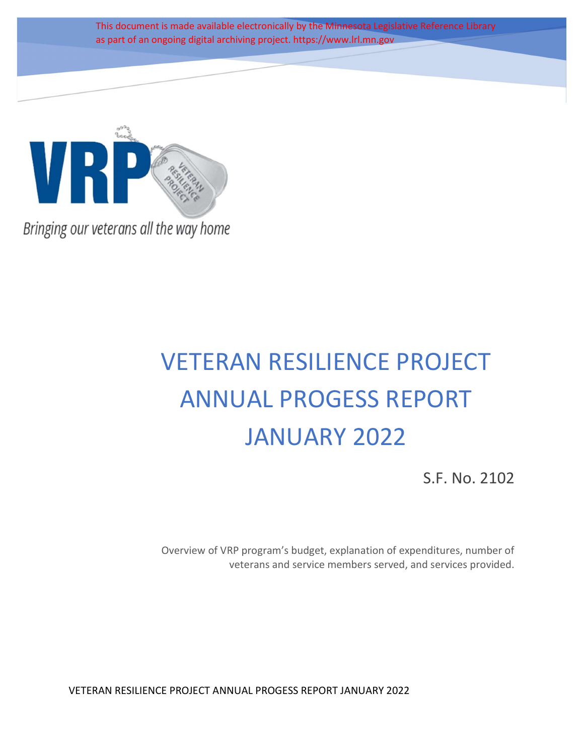This document is made available electronically by the Minnesota Legislative Reference Library as part of an ongoing digital archiving project. https://www.lrl.mn.gov

VRP

VETERAN RESILIENCE PROJECT

*Bringing our veterans all the way home*

# VETERAN RESILIENCE PROJECT ANNUAL PROGESS REPORT JANUARY 2022

S.F. No. 2102

Overview of VRP program's budget, explanation of expenditures, number of veterans and service members served, and services provided.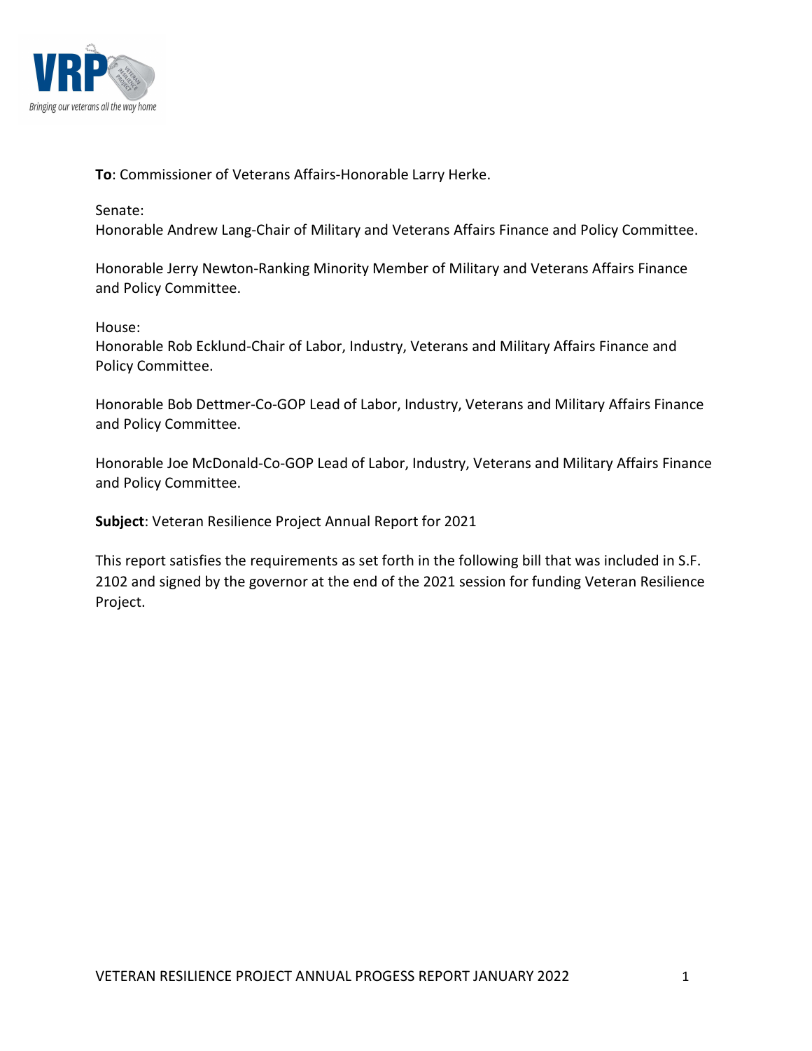**To**: Commissioner of Veterans Affairs-Honorable Larry Herke.

Senate:
Honorable Andrew Lang-Chair of Military and Veterans Affairs Finance and Policy Committee.

Honorable Jerry Newton-Ranking Minority Member of Military and Veterans Affairs Finance and Policy Committee.

House:
Honorable Rob Ecklund-Chair of Labor, Industry, Veterans and Military Affairs Finance and Policy Committee.

Honorable Bob Dettmer-Co-GOP Lead of Labor, Industry, Veterans and Military Affairs Finance and Policy Committee.

Honorable Joe McDonald-Co-GOP Lead of Labor, Industry, Veterans and Military Affairs Finance and Policy Committee.

**Subject**: Veteran Resilience Project Annual Report for 2021

This report satisfies the requirements as set forth in the following bill that was included in S.F. 2102 and signed by the governor at the end of the 2021 session for funding Veteran Resilience Project.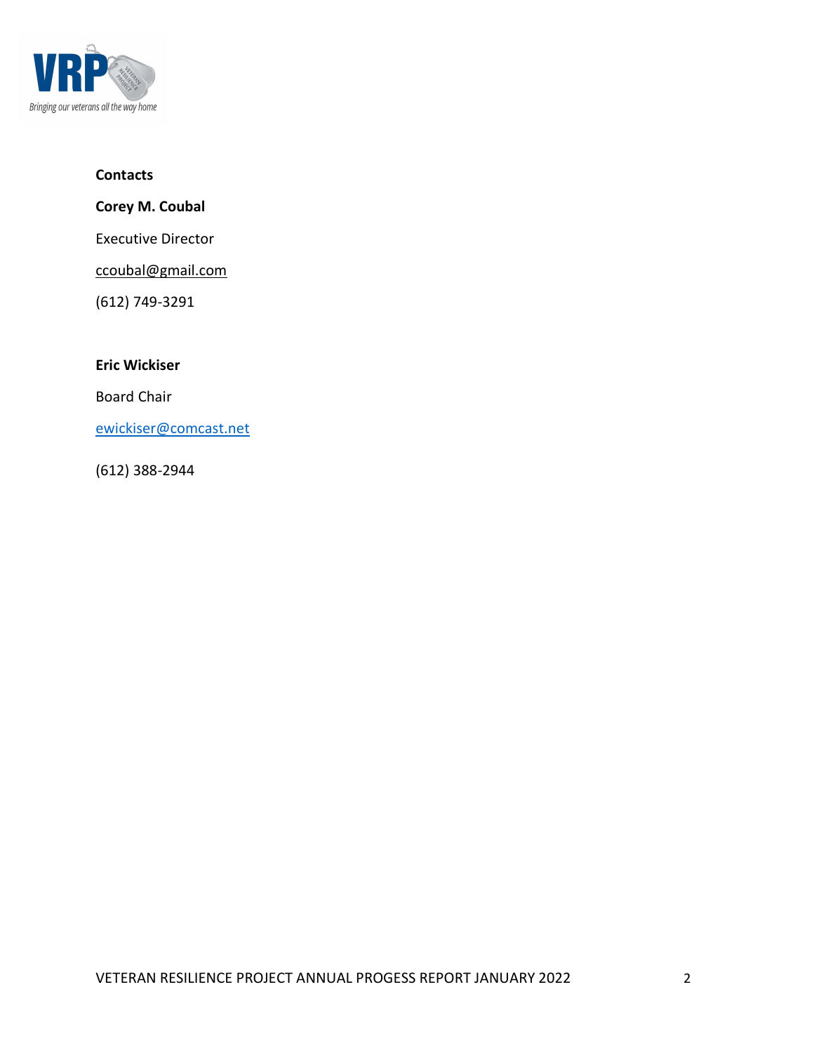**Contacts**

**Corey M. Coubal**

Executive Director

ccoubal@gmail.com

(612) 749-3291

**Eric Wickiser**

Board Chair

ewickiser@comcast.net

(612) 388-2944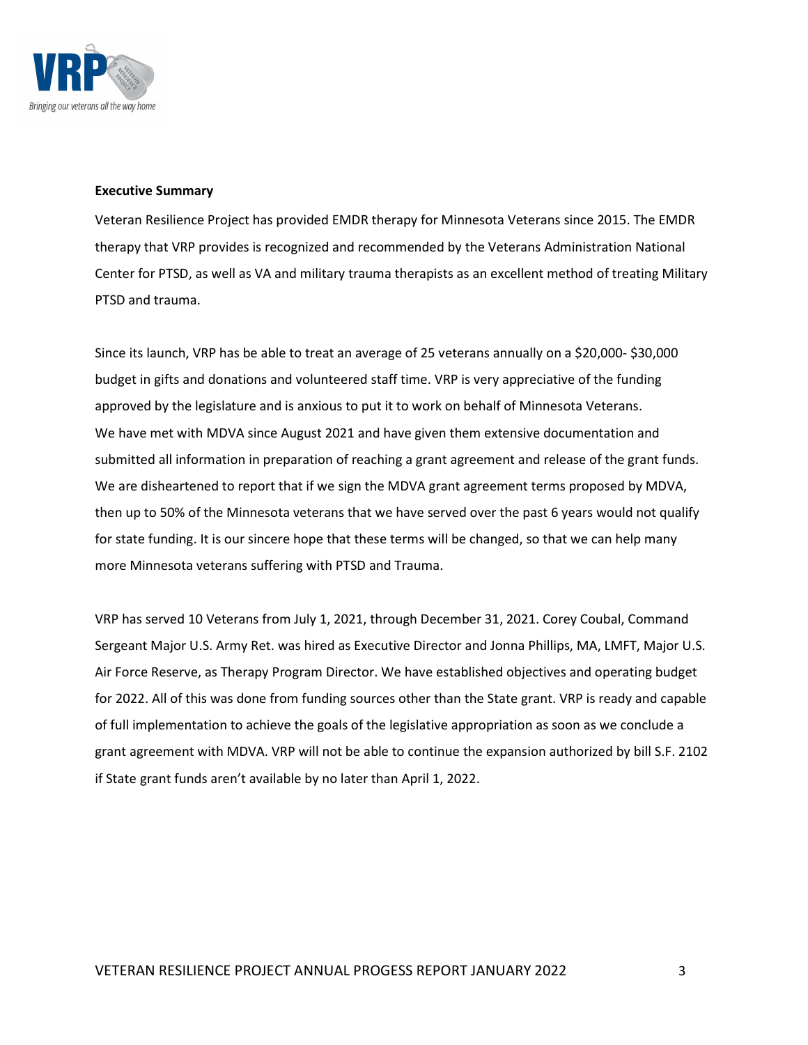**Executive Summary**

Veteran Resilience Project has provided EMDR therapy for Minnesota Veterans since 2015. The EMDR therapy that VRP provides is recognized and recommended by the Veterans Administration National Center for PTSD, as well as VA and military trauma therapists as an excellent method of treating Military PTSD and trauma.

Since its launch, VRP has be able to treat an average of 25 veterans annually on a $20,000- $30,000 budget in gifts and donations and volunteered staff time. VRP is very appreciative of the funding approved by the legislature and is anxious to put it to work on behalf of Minnesota Veterans. We have met with MDVA since August 2021 and have given them extensive documentation and submitted all information in preparation of reaching a grant agreement and release of the grant funds. We are disheartened to report that if we sign the MDVA grant agreement terms proposed by MDVA, then up to 50% of the Minnesota veterans that we have served over the past 6 years would not qualify for state funding. It is our sincere hope that these terms will be changed, so that we can help many more Minnesota veterans suffering with PTSD and Trauma.

VRP has served 10 Veterans from July 1, 2021, through December 31, 2021. Corey Coubal, Command Sergeant Major U.S. Army Ret. was hired as Executive Director and Jonna Phillips, MA, LMFT, Major U.S. Air Force Reserve, as Therapy Program Director. We have established objectives and operating budget for 2022. All of this was done from funding sources other than the State grant. VRP is ready and capable of full implementation to achieve the goals of the legislative appropriation as soon as we conclude a grant agreement with MDVA. VRP will not be able to continue the expansion authorized by bill S.F. 2102 if State grant funds aren't available by no later than April 1, 2022.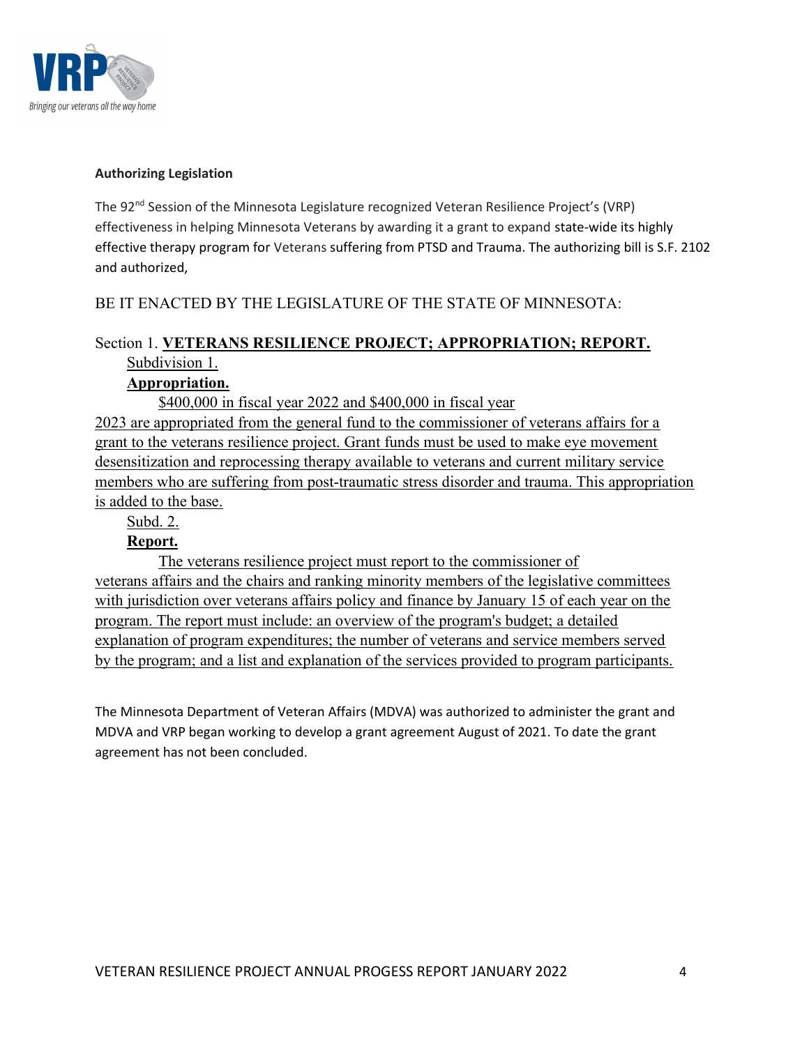**Authorizing Legislation**

The 92nd Session of the Minnesota Legislature recognized Veteran Resilience Project's (VRP) effectiveness in helping Minnesota Veterans by awarding it a grant to expand state-wide its highly effective therapy program for Veterans suffering from PTSD and Trauma. The authorizing bill is S.F. 2102 and authorized,

BE IT ENACTED BY THE LEGISLATURE OF THE STATE OF MINNESOTA:

Section 1. **VETERANS RESILIENCE PROJECT; APPROPRIATION; REPORT.**

Subdivision 1.

**Appropriation.**

$400,000 in fiscal year 2022 and $400,000 in fiscal year 2023 are appropriated from the general fund to the commissioner of veterans affairs for a grant to the veterans resilience project. Grant funds must be used to make eye movement desensitization and reprocessing therapy available to veterans and current military service members who are suffering from post-traumatic stress disorder and trauma. This appropriation is added to the base.

Subd. 2.

**Report.**

The veterans resilience project must report to the commissioner of veterans affairs and the chairs and ranking minority members of the legislative committees with jurisdiction over veterans affairs policy and finance by January 15 of each year on the program. The report must include: an overview of the program's budget; a detailed explanation of program expenditures; the number of veterans and service members served by the program; and a list and explanation of the services provided to program participants.

The Minnesota Department of Veteran Affairs (MDVA) was authorized to administer the grant and MDVA and VRP began working to develop a grant agreement August of 2021. To date the grant agreement has not been concluded.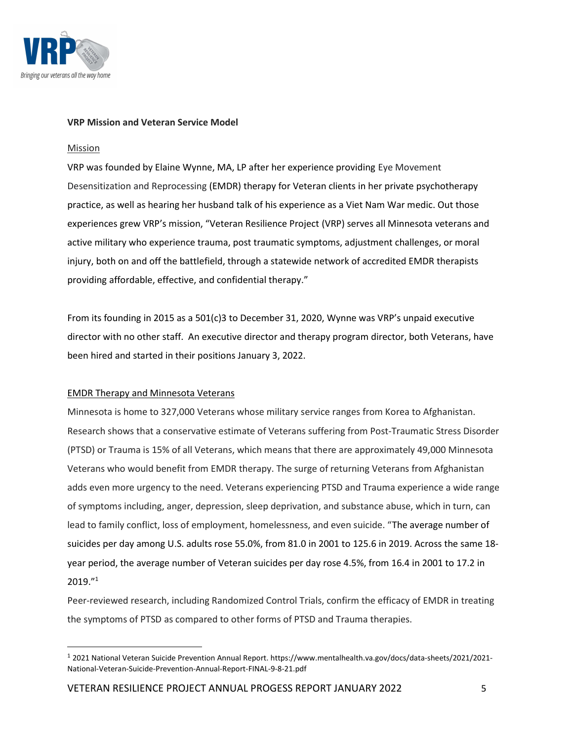**VRP Mission and Veteran Service Model**

Mission

VRP was founded by Elaine Wynne, MA, LP after her experience providing Eye Movement Desensitization and Reprocessing (EMDR) therapy for Veteran clients in her private psychotherapy practice, as well as hearing her husband talk of his experience as a Viet Nam War medic. Out those experiences grew VRP's mission, "Veteran Resilience Project (VRP) serves all Minnesota veterans and active military who experience trauma, post traumatic symptoms, adjustment challenges, or moral injury, both on and off the battlefield, through a statewide network of accredited EMDR therapists providing affordable, effective, and confidential therapy."

From its founding in 2015 as a 501(c)3 to December 31, 2020, Wynne was VRP's unpaid executive director with no other staff. An executive director and therapy program director, both Veterans, have been hired and started in their positions January 3, 2022.

EMDR Therapy and Minnesota Veterans

Minnesota is home to 327,000 Veterans whose military service ranges from Korea to Afghanistan. Research shows that a conservative estimate of Veterans suffering from Post-Traumatic Stress Disorder (PTSD) or Trauma is 15% of all Veterans, which means that there are approximately 49,000 Minnesota Veterans who would benefit from EMDR therapy. The surge of returning Veterans from Afghanistan adds even more urgency to the need. Veterans experiencing PTSD and Trauma experience a wide range of symptoms including, anger, depression, sleep deprivation, and substance abuse, which in turn, can lead to family conflict, loss of employment, homelessness, and even suicide. "The average number of suicides per day among U.S. adults rose 55.0%, from 81.0 in 2001 to 125.6 in 2019. Across the same 18-year period, the average number of Veteran suicides per day rose 4.5%, from 16.4 in 2001 to 17.2 in 2019."[1]

Peer-reviewed research, including Randomized Control Trials, confirm the efficacy of EMDR in treating the symptoms of PTSD as compared to other forms of PTSD and Trauma therapies.

[1] 2021 National Veteran Suicide Prevention Annual Report. https://www.mentalhealth.va.gov/docs/data-sheets/2021/2021-National-Veteran-Suicide-Prevention-Annual-Report-FINAL-9-8-21.pdf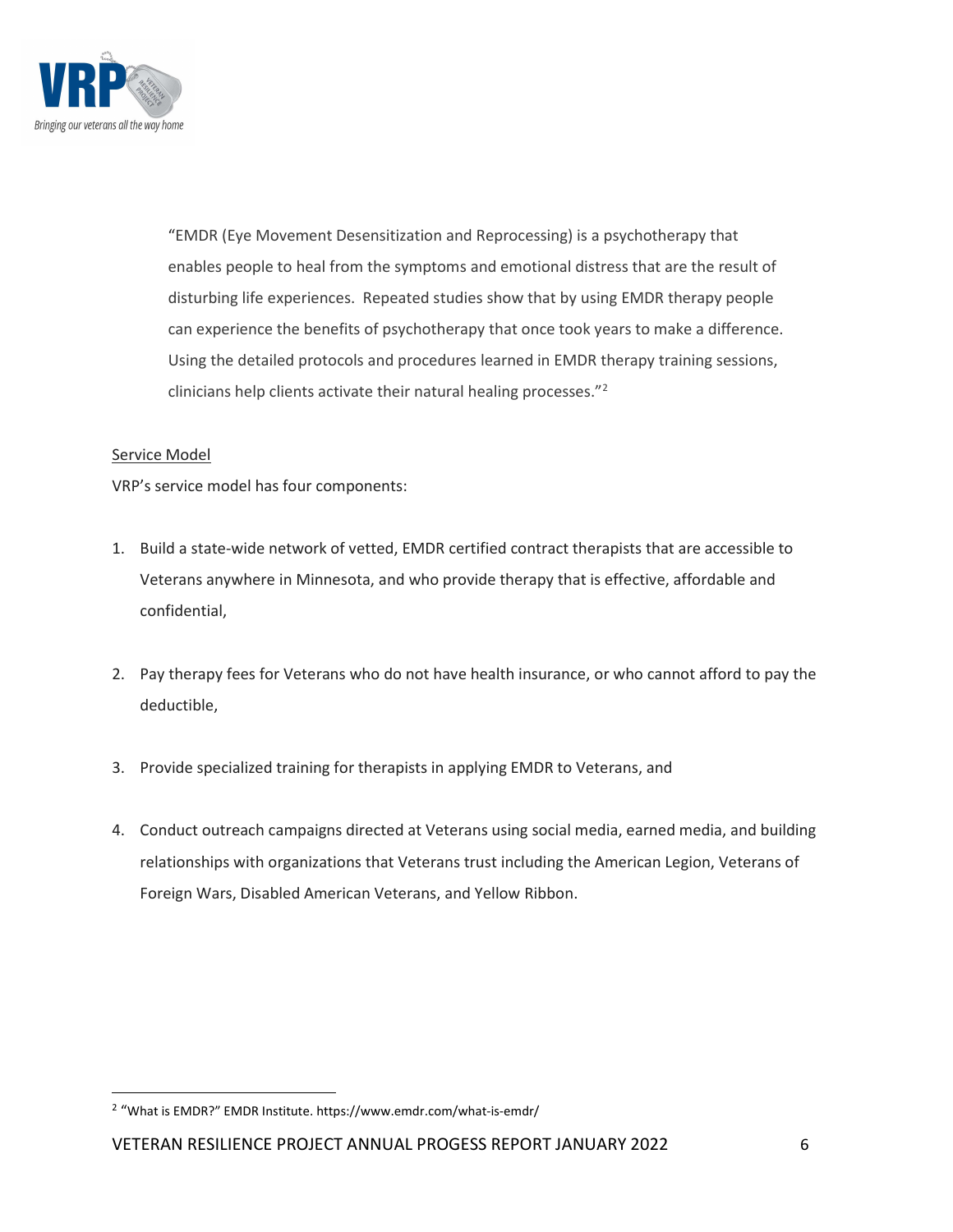"EMDR (Eye Movement Desensitization and Reprocessing) is a psychotherapy that enables people to heal from the symptoms and emotional distress that are the result of disturbing life experiences.  Repeated studies show that by using EMDR therapy people can experience the benefits of psychotherapy that once took years to make a difference. Using the detailed protocols and procedures learned in EMDR therapy training sessions, clinicians help clients activate their natural healing processes."[2]

Service Model

VRP's service model has four components:

1. Build a state-wide network of vetted, EMDR certified contract therapists that are accessible to Veterans anywhere in Minnesota, and who provide therapy that is effective, affordable and confidential,

2. Pay therapy fees for Veterans who do not have health insurance, or who cannot afford to pay the deductible,

3. Provide specialized training for therapists in applying EMDR to Veterans, and

4. Conduct outreach campaigns directed at Veterans using social media, earned media, and building relationships with organizations that Veterans trust including the American Legion, Veterans of Foreign Wars, Disabled American Veterans, and Yellow Ribbon.

[2] "What is EMDR?" EMDR Institute. https://www.emdr.com/what-is-emdr/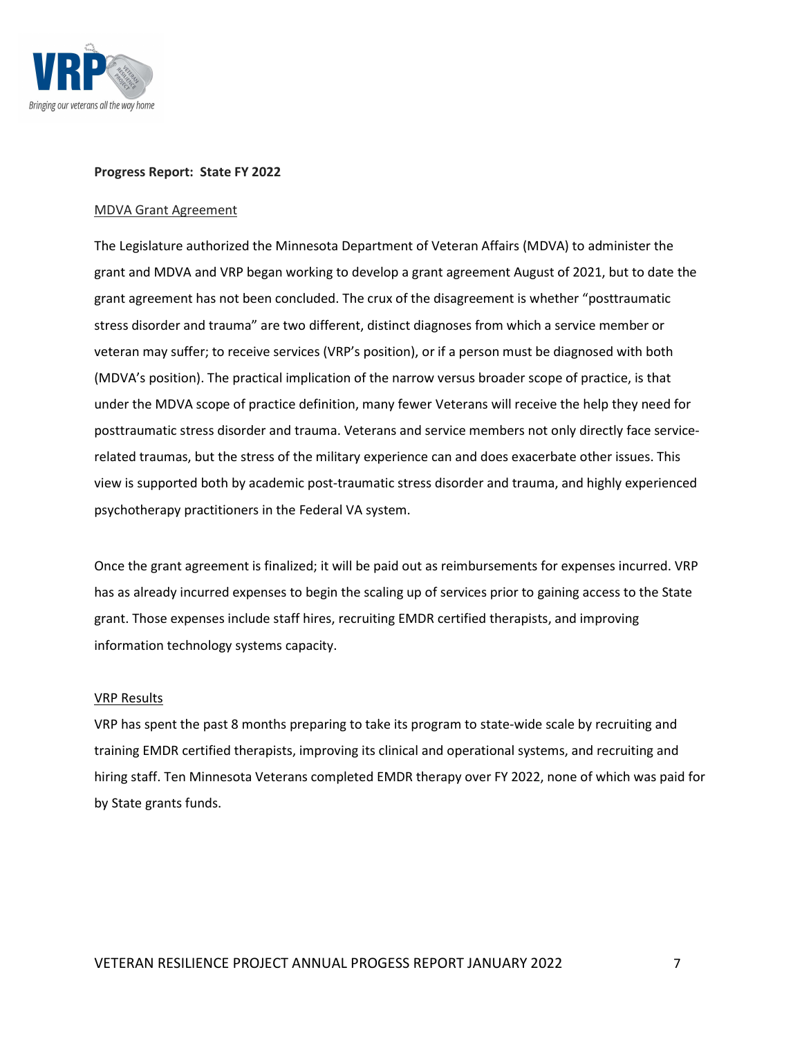**Progress Report: State FY 2022**

MDVA Grant Agreement

The Legislature authorized the Minnesota Department of Veteran Affairs (MDVA) to administer the grant and MDVA and VRP began working to develop a grant agreement August of 2021, but to date the grant agreement has not been concluded. The crux of the disagreement is whether "posttraumatic stress disorder and trauma" are two different, distinct diagnoses from which a service member or veteran may suffer; to receive services (VRP's position), or if a person must be diagnosed with both (MDVA's position). The practical implication of the narrow versus broader scope of practice, is that under the MDVA scope of practice definition, many fewer Veterans will receive the help they need for posttraumatic stress disorder and trauma. Veterans and service members not only directly face service-related traumas, but the stress of the military experience can and does exacerbate other issues. This view is supported both by academic post-traumatic stress disorder and trauma, and highly experienced psychotherapy practitioners in the Federal VA system.

Once the grant agreement is finalized; it will be paid out as reimbursements for expenses incurred. VRP has as already incurred expenses to begin the scaling up of services prior to gaining access to the State grant. Those expenses include staff hires, recruiting EMDR certified therapists, and improving information technology systems capacity.

VRP Results

VRP has spent the past 8 months preparing to take its program to state-wide scale by recruiting and training EMDR certified therapists, improving its clinical and operational systems, and recruiting and hiring staff. Ten Minnesota Veterans completed EMDR therapy over FY 2022, none of which was paid for by State grants funds.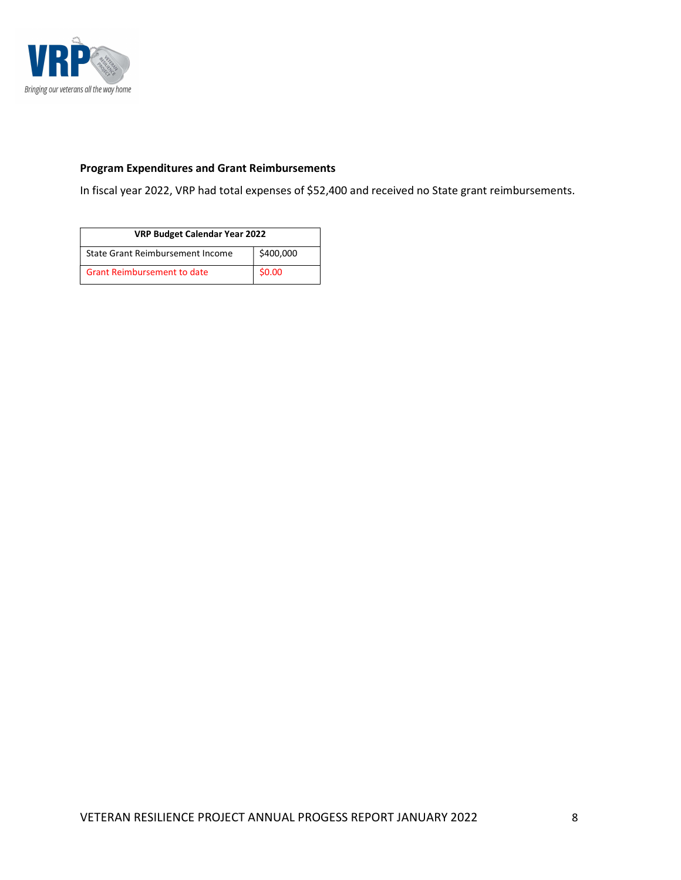**Program Expenditures and Grant Reimbursements**

In fiscal year 2022, VRP had total expenses of $52,400 and received no State grant reimbursements.

| VRP Budget Calendar Year 2022 | |
|---|---|
| State Grant Reimbursement Income | $400,000 |
| Grant Reimbursement to date | $0.00 |